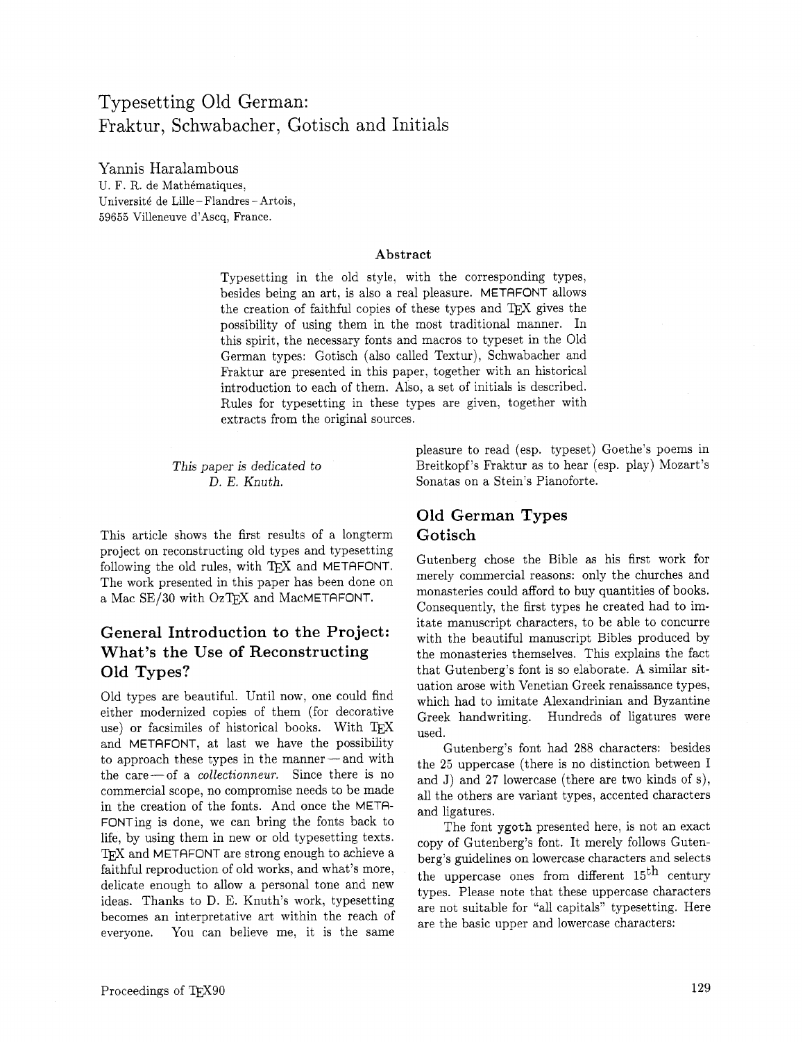# Typesetting Old German: Fraktur, Schwabacher, Gotisch and Initials

Yannis Haralambous
U. F. R. de Mathématiques,
Université de Lille – Flandres – Artois,
59655 Villeneuve d'Ascq, France.

### Abstract

Typesetting in the old style, with the corresponding types, besides being an art, is also a real pleasure. METAFONT allows the creation of faithful copies of these types and TEX gives the possibility of using them in the most traditional manner. In this spirit, the necessary fonts and macros to typeset in the Old German types: Gotisch (also called Textur), Schwabacher and Fraktur are presented in this paper, together with an historical introduction to each of them. Also, a set of initials is described. Rules for typesetting in these types are given, together with extracts from the original sources.

*This paper is dedicated to D. E. Knuth.*

This article shows the first results of a longterm project on reconstructing old types and typesetting following the old rules, with TEX and METAFONT. The work presented in this paper has been done on a Mac SE/30 with OzTEX and MacMETAFONT.

## General Introduction to the Project: What's the Use of Reconstructing Old Types?

Old types are beautiful. Until now, one could find either modernized copies of them (for decorative use) or facsimiles of historical books. With TEX and METAFONT, at last we have the possibility to approach these types in the manner — and with the care — of a *collectionneur.* Since there is no commercial scope, no compromise needs to be made in the creation of the fonts. And once the METAFONTing is done, we can bring the fonts back to life, by using them in new or old typesetting texts. TEX and METAFONT are strong enough to achieve a faithful reproduction of old works, and what's more, delicate enough to allow a personal tone and new ideas. Thanks to D. E. Knuth's work, typesetting becomes an interpretative art within the reach of everyone. You can believe me, it is the same pleasure to read (esp. typeset) Goethe's poems in Breitkopf's Fraktur as to hear (esp. play) Mozart's Sonatas on a Stein's Pianoforte.

## Old German Types

### Gotisch

Gutenberg chose the Bible as his first work for merely commercial reasons: only the churches and monasteries could afford to buy quantities of books. Consequently, the first types he created had to imitate manuscript characters, to be able to concurre with the beautiful manuscript Bibles produced by the monasteries themselves. This explains the fact that Gutenberg's font is so elaborate. A similar situation arose with Venetian Greek renaissance types, which had to imitate Alexandrinian and Byzantine Greek handwriting. Hundreds of ligatures were used.

Gutenberg's font had 288 characters: besides the 25 uppercase (there is no distinction between I and J) and 27 lowercase (there are two kinds of s), all the others are variant types, accented characters and ligatures.

The font `ygoth` presented here, is not an exact copy of Gutenberg's font. It merely follows Gutenberg's guidelines on lowercase characters and selects the uppercase ones from different 15th century types. Please note that these uppercase characters are not suitable for "all capitals" typesetting. Here are the basic upper and lowercase characters: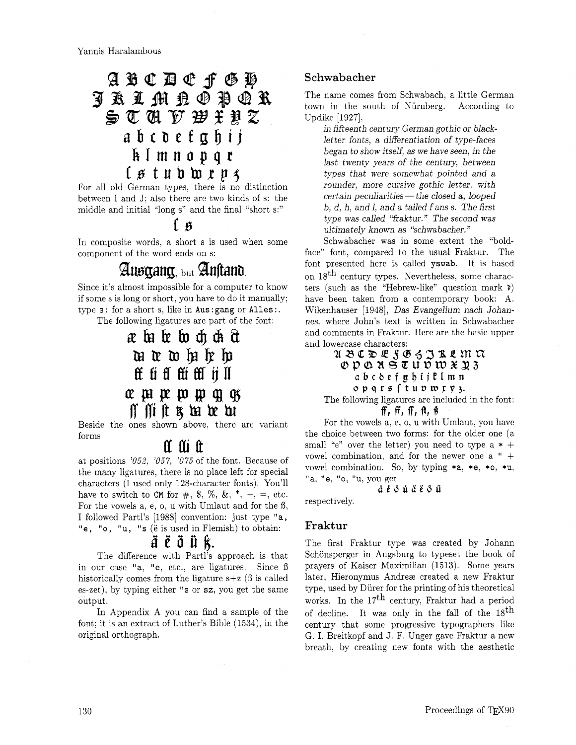A B C D E F G H
I K L M N O P Q R
S T U V W X Y Z
a b c d e f g h i j
k l m n o p q r
ſ s t u v w x y z

For all old German types, there is no distinction between I and J; also there are two kinds of s: the middle and initial "long s" and the final "short s:"

ſ s

In composite words, a short s is used when some component of the word ends on s:

Ausgang, but Anſtand.

Since it's almost impossible for a computer to know if some s is long or short, you have to do it manually; type `s:` for a short s, like in `Aus:gang` or `Alles:`.

The following ligatures are part of the font:

æ ba be bo ch ck tz
da de do ha he ho
ff fi fl ffi ffl ij ll
œ pa pe po pp qq qz
ſſ ſſi ſt tz va ve vu

Beside the ones shown above, there are variant forms

ſt ſſi ſt

at positions *'052, '057, '075* of the font. Because of the many ligatures, there is no place left for special characters (I used only 128-character fonts). You'll have to switch to `CM` for #, $, %, &, *, +, =, etc. For the vowels a, e, o, u with Umlaut and for the ß, I followed Partl's [1988] convention: just type `"a`, `"e`, `"o`, `"u`, `"s` (ë is used in Flemish) to obtain:

ä ë ö ü ß.

The difference with Partl's approach is that in our case `"a`, `"e`, etc., are ligatures. Since ß historically comes from the ligature s+z (ß is called es-zet), by typing either `"s` or `sz`, you get the same output.

In Appendix A you can find a sample of the font; it is an extract of Luther's Bible (1534), in the original orthograph.

## Schwabacher

The name comes from Schwabach, a little German town in the south of Nürnberg. According to Updike [1927],

> *in fifteenth century German gothic or black-letter fonts, a differentiation of type-faces began to show itself, as we have seen, in the last twenty years of the century, between types that were somewhat pointed and a rounder, more cursive gothic letter, with certain peculiarities — the closed a, looped b, d, h, and l, and a tailed f ans s. The first type was called "fraktur." The second was ultimately known as "schwabacher."*

Schwabacher was in some extent the "boldface" font, compared to the usual Fraktur. The font presented here is called `yswab`. It is based on 18[th] century types. Nevertheless, some characters (such as the "Hebrew-like" question mark ?) have been taken from a contemporary book: A. Wikenhauser [1948], *Das Evangelium nach Johannes*, where John's text is written in Schwabacher and comments in Fraktur. Here are the basic upper and lowercase characters:

A B C D E F G H I K L M N
O P Q R S T U V W X Y Z
a b c d e f g h i j k l m n
o p q r s ſ t u v w x y z.

The following ligatures are included in the font:

ff, ſſ, ſſ, ſt, ß

For the vowels a, e, o, u with Umlaut, you have the choice between two forms: for the older one (a small "e" over the letter) you need to type a `*` + vowel combination, and for the newer one a `"` + vowel combination. So, by typing `*a`, `*e`, `*o`, `*u`, `"a`, `"e`, `"o`, `"u`, you get

ä ë ö ü ä ë ö ü

respectively.

## Fraktur

The first Fraktur type was created by Johann Schönsperger in Augsburg to typeset the book of prayers of Kaiser Maximilian (1513). Some years later, Hieronymus Andreæ created a new Fraktur type, used by Dürer for the printing of his theoretical works. In the 17[th] century, Fraktur had a period of decline. It was only in the fall of the 18[th] century that some progressive typographers like G. I. Breitkopf and J. F. Unger gave Fraktur a new breath, by creating new fonts with the aesthetic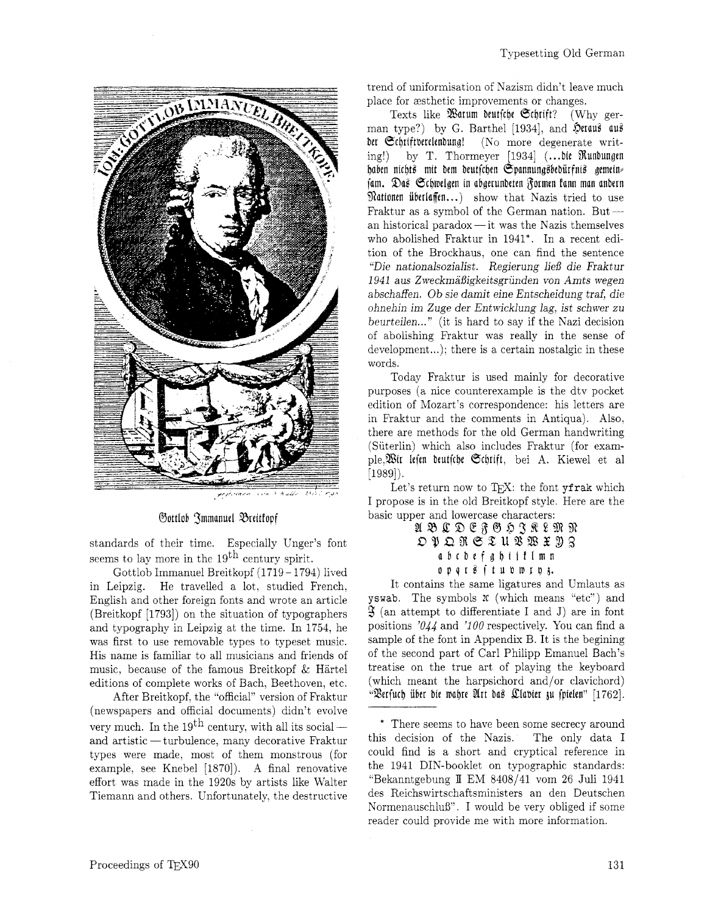Gottlob Immanuel Breitkopf

standards of their time. Especially Unger's font seems to lay more in the 19th century spirit.

Gottlob Immanuel Breitkopf (1719 – 1794) lived in Leipzig. He travelled a lot, studied French, English and other foreign fonts and wrote an article (Breitkopf [1793]) on the situation of typographers and typography in Leipzig at the time. In 1754, he was first to use removable types to typeset music. His name is familiar to all musicians and friends of music, because of the famous Breitkopf & Härtel editions of complete works of Bach, Beethoven, etc.

After Breitkopf, the "official" version of Fraktur (newspapers and official documents) didn't evolve very much. In the 19th century, with all its social — and artistic — turbulence, many decorative Fraktur types were made, most of them monstrous (for example, see Knebel [1870]). A final renovative effort was made in the 1920s by artists like Walter Tiemann and others. Unfortunately, the destructive trend of uniformisation of Nazism didn't leave much place for æsthetic improvements or changes.

Texts like Warum deutsche Schrift? (Why german type?) by G. Barthel [1934], and Heraus aus der Schriftverelendung! (No more degenerate writing!) by T. Thormeyer [1934] (...die Rundungen haben nichts mit dem deutschen Spannungsbedürfnis gemeinsam. Das Schwelgen in abgerundeten Formen kann man andern Nationen überlassen...) show that Nazis tried to use Fraktur as a symbol of the German nation. But — an historical paradox — it was the Nazis themselves who abolished Fraktur in 1941*. In a recent edition of the Brockhaus, one can find the sentence *"Die nationalsozialist. Regierung ließ die Fraktur 1941 aus Zweckmäßigkeitsgründen von Amts wegen abschaffen. Ob sie damit eine Entscheidung traf, die ohnehin im Zuge der Entwicklung lag, ist schwer zu beurteilen..."* (it is hard to say if the Nazi decision of abolishing Fraktur was really in the sense of development...); there is a certain nostalgic in these words.

Today Fraktur is used mainly for decorative purposes (a nice counterexample is the dtv pocket edition of Mozart's correspondence: his letters are in Fraktur and the comments in Antiqua). Also, there are methods for the old German handwriting (Süterlin) which also includes Fraktur (for example, Wir lesen deutsche Schrift, bei A. Kiewel et al [1989]).

Let's return now to TEX: the font `yfrak` which I propose is in the old Breitkopf style. Here are the basic upper and lowercase characters:

A B C D E F G H I K L M N
O P Q R S T U V W X Y Z
a b c d e f g h i j k l m n
o p q r s ſ t u v w x y z.

It contains the same ligatures and Umlauts as `yswab`. The symbols ꝛc (which means "etc") and I (an attempt to differentiate I and J) are in font positions *'044* and *'100* respectively. You can find a sample of the font in Appendix B. It is the begining of the second part of Carl Philipp Emanuel Bach's treatise on the true art of playing the keyboard (which meant the harpsichord and/or clavichord) "Versuch über die wahre Art das Clavier zu spielen" [1762].

---

\* There seems to have been some secrecy around this decision of the Nazis. The only data I could find is a short and cryptical reference in the 1941 DIN-booklet on typographic standards: "Bekanntgebung II EM 8408/41 vom 26 Juli 1941 des Reichswirtschaftsministers an den Deutschen Normenauschluß". I would be very obliged if some reader could provide me with more information.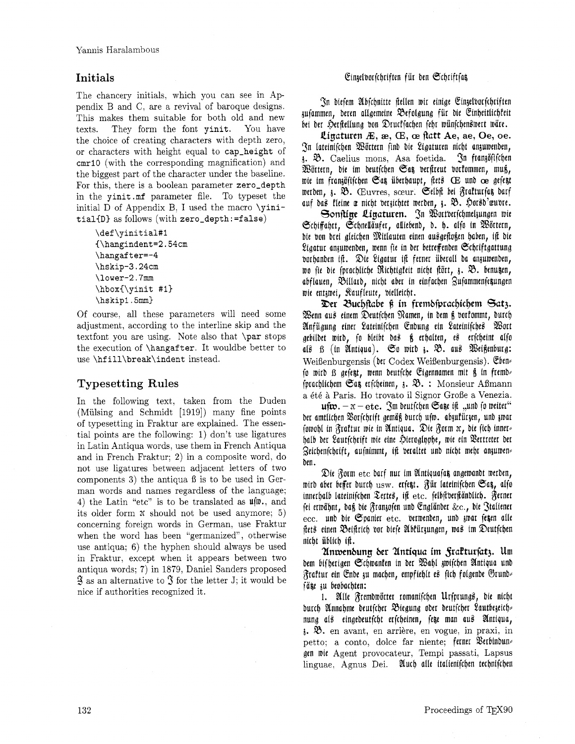## Initials

The chancery initials, which you can see in Appendix B and C, are a revival of baroque designs. This makes them suitable for both old and new texts. They form the font `yinit`. You have the choice of creating characters with depth zero, or characters with height equal to `cap_height` of `cmr10` (with the corresponding magnification) and the biggest part of the character under the baseline. For this, there is a boolean parameter `zero_depth` in the `yinit.mf` parameter file. To typeset the initial D of Appendix B, I used the macro `\yinitial{D}` as follows (with `zero_depth:=false`)

```
\def\yinitial#1
{\hangindent=2.54cm
\hangafter=-4
\hskip-3.24cm
\lower-2.7mm
\hbox{\yinit #1}
\hskip1.5mm}
```

Of course, all these parameters will need some adjustment, according to the interline skip and the textfont you are using. Note also that `\par` stops the execution of `\hangafter`. It wouldbe better to use `\hfill\break\indent` instead.

## Typesetting Rules

In the following text, taken from the Duden (Mülsing and Schmidt [1919]) many fine points of typesetting in Fraktur are explained. The essential points are the following: 1) don't use ligatures in Latin Antiqua words, use them in French Antiqua and in French Fraktur; 2) in a composite word, do not use ligatures between adjacent letters of two components 3) the antiqua ß is to be used in German words and names regardless of the language; 4) the Latin "etc" is to be translated as usw., and its older form ꝛc should not be used anymore; 5) concerning foreign words in German, use Fraktur when the word has been "germanized", otherwise use antiqua; 6) the hyphen should always be used in Fraktur, except when it appears between two antiqua words; 7) in 1879, Daniel Sanders proposed J as an alternative to I for the letter J; it would be nice if authorities recognized it.

### Einzelvorschriften für den Schriftsatz

In diesem Abschnitte stellen wir einige Einzelvorschriften zusammen, deren allgemeine Befolgung für die Einheitlichkeit bei der Herstellung von Drucksachen sehr wünschenswert wäre.

**Ligaturen Æ, æ, Œ, œ statt Ae, ae, Oe, oe.** In lateinischen Wörtern sind die Ligaturen nicht anzuwenden, z. B. Caelius mons, Asa foetida. In französischen Wörtern, die im deutschen Satz verstreut vorkommen, muß, wie im französischen Satz überhaupt, stets Œ und œ gesetzt werden, z. B. Œuvres, sœur. Selbst bei Fraktursatz darf auf das kleine œ nicht verzichtet werden, z. B. Hors-d'œuvre.

**Sonstige Ligaturen.** In Wortverschmelzungen wie Schiffahrt, Schnelläufer, alliebend, d. h. also in Wörtern, die von drei gleichen Mitlauten einen ausgestoßen haben, ist die Ligatur anzuwenden, wenn sie in der betreffenden Schriftgattung vorhanden ist. Die Ligatur ist ferner überall da anzuwenden, wo sie die sprachliche Richtigkeit nicht stört, z. B. benutzen, abflauen, Billard, nicht aber in einfachen Zusammensetzungen wie entzwei, Kaufleute, vielleicht.

**Der Buchstabe ß in fremdsprachichem Satz.** Wenn aus einem Deutschen Namen, in dem ß vorkommt, durch Anfügung einer Lateinischen Endung ein Lateinisches Wort gebildet wird, so bleibt das ß erhalten, es erscheint also als ß (in Antiqua). So wird z. B. aus Weißenburg: Weißenburgensis (der Codex Weißenburgensis). Ebenso wird ß gesetzt, wenn deutsche Eigennamen mit ß in fremdsprachlichem Satz erscheinen, z. B. : Monsieur Aßmann a été à Paris. Ho trovato il Signor Große a Venezia.

**usw. – ꝛc – etc.** Im deutschen Satze ist „und so weiter" der amtlichen Vorschrift gemäß durch usw. abzukürzen, und zwar sowohl in Fraktur wie in Antiqua. Die Form ꝛc, die sich innerhalb der Lautschrift wie eine Hieroglyphe, wie ein Vertreter der Zeichenschrift, aufnimmt, ist veraltet und nicht mehr anzuwenden.

Die Form etc darf nur im Antiquasatz angewandt werden, wird aber besser durch usw. ersetzt. Für lateinischen Satz, also innerhalb lateinischen Textes, ist etc. selbstverständlich. Ferner sei erwähnt, daß die Franzosen und Engländer &c., die Italiener ecc. und die Spanier etc. verwenden, und zwar setzen alle stets einen Beistrich vor diese Abkürzungen, was im Deutschen nicht üblich ist.

**Anwendung der Antiqua im Fraktursatz.** Um dem bisherigen Schwanken in der Wahl zwischen Antiqua und Fraktur ein Ende zu machen, empfiehlt es sich folgende Grundsätze zu beobachten:

1. Alle Fremdwörter romanischen Ursprungs, die nicht durch Annahme deutscher Biegung oder deutscher Lautbezeichnung als eingedeutscht erscheinen, setze man aus Antiqua, z. B. en avant, en arrière, en vogue, in praxi, in petto; a conto, dolce far niente; ferner Verbindungen wie Agent provocateur, Tempi passati, Lapsus linguae, Agnus Dei. Auch alle italienischen technischen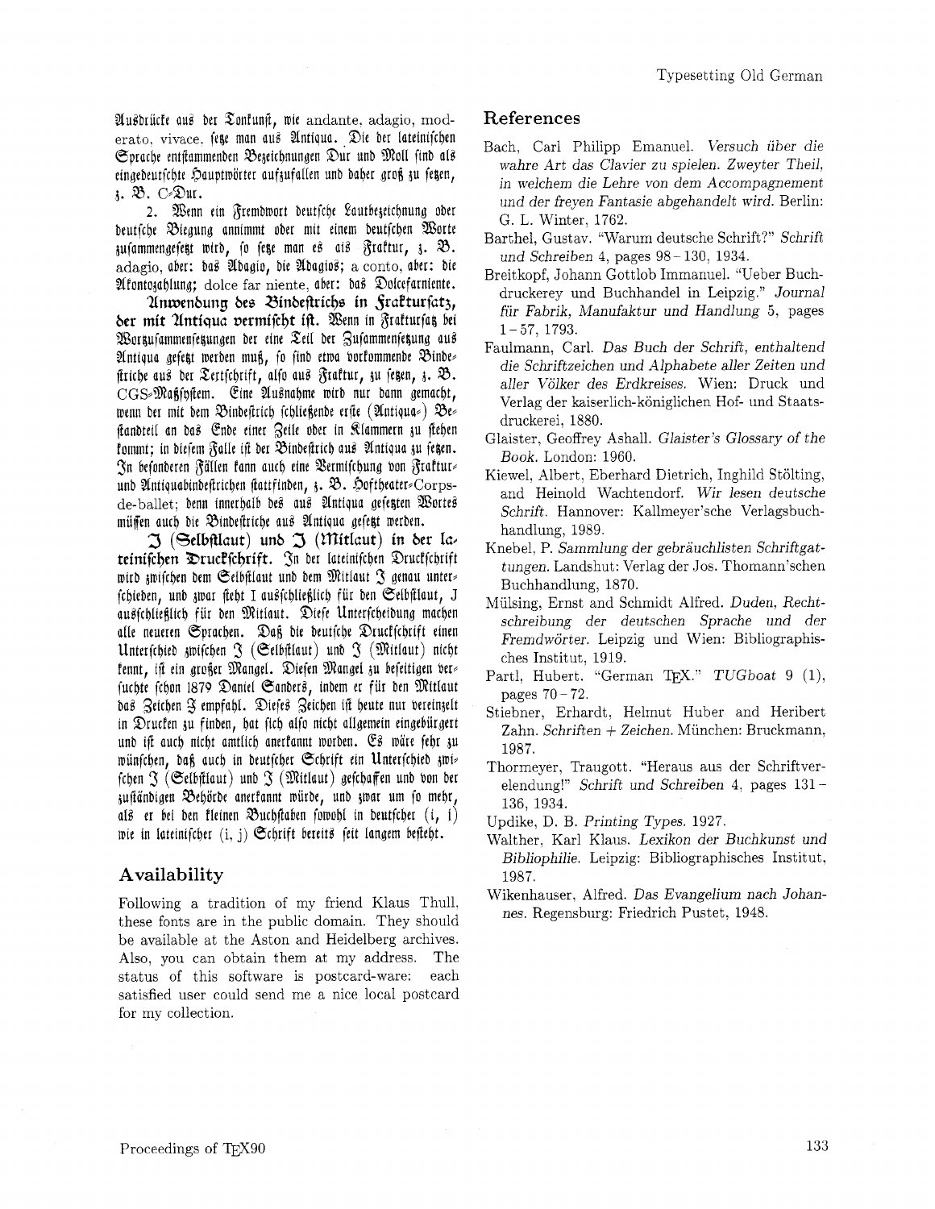Ausdrücke aus der Tonkunst, wie andante, adagio, moderato, vivace, setze man aus Antiqua. Die der lateinischen Sprache entstammenden Bezeichnungen Dur und Moll sind als eingedeutschte Hauptwörter aufzufassen und daher groß zu setzen, z. B. C-Dur.

2. Wenn ein Fremdwort deutsche Lautbezeichnung oder deutsche Biegung annimmt oder mit einem deutschen Worte zusammengesetzt wird, so setze man es ais Fraktur, z. B. adagio, aber: das Adagio, die Adagios; a conto, aber: die Akontozahlung; dolce far niente, aber: das Dolcefarniente.

**Anwendung des Bindestrichs in Frakturſatz, der mit Antiqua vermiſcht iſt.** Wenn in Frakturſatz bei Wortzuſammenſetzungen der eine Teil der Zuſammenſetzung aus Antiqua geſetzt werden muß, ſo ſind etwa vorkommende Bindeſtriche aus der Textſchrift, alſo aus Fraktur, zu ſetzen, z. B. CGS-Maßſyſtem. Eine Ausnahme wird nur dann gemacht, wenn der mit dem Bindeſtrich ſchließende erſte (Antiqua-) Beſtandteil an das Ende einer Zeile oder in Klammern zu ſtehen kommt; in dieſem Falle iſt der Bindeſtrich aus Antiqua zu ſetzen. In beſonderen Fällen kann auch eine Vermiſchung von Fraktur- und Antiquabindeſtrichen ſtattfinden, z. B. Hoftheater-Corps-de-ballet; denn innerhalb des aus Antiqua geſetzten Wortes müſſen auch die Bindeſtriche aus Antiqua geſetzt werden.

**J (Selbſtlaut) und J (Mitlaut) in der lateiniſchen Druckſchrift.** In der lateiniſchen Druckſchrift wird zwiſchen dem Selbſtlaut und dem Mitlaut J genau unterſchieden, und zwar ſteht I ausſchließlich für den Selbſtlaut, J ausſchließlich für den Mitlaut. Dieſe Unterſcheidung machen alle neueren Sprachen. Daß die deutſche Druckſchrift einen Unterſchied zwiſchen J (Selbſtlaut) und J (Mitlaut) nicht kennt, iſt ein großer Mangel. Dieſen Mangel zu beſeitigen verſuchte ſchon 1879 Daniel Sanders, indem er für den Mitlaut das Zeichen J empfahl. Dieſes Zeichen iſt heute nur vereinzelt in Drucken zu finden, hat ſich alſo nicht allgemein eingebürgert und iſt auch nicht amtlich anerkannt worden. Es wäre ſehr zu wünſchen, daß auch in deutſcher Schrift ein Unterſchied zwiſchen J (Selbſtlaut) und J (Mitlaut) geſchaffen und von der zuſtändigen Behörde anerkannt würde, und zwar um ſo mehr, als er bei den kleinen Buchſtaben ſowohl in deutſcher (i, j) wie in lateiniſcher (i, j) Schrift bereits ſeit langem beſteht.

## Availability

Following a tradition of my friend Klaus Thull, these fonts are in the public domain. They should be available at the Aston and Heidelberg archives. Also, you can obtain them at my address. The status of this software is postcard-ware: each satisfied user could send me a nice local postcard for my collection.

## References

Bach, Carl Philipp Emanuel. *Versuch über die wahre Art das Clavier zu spielen. Zweyter Theil, in welchem die Lehre von dem Accompagnement und der freyen Fantasie abgehandelt wird.* Berlin: G. L. Winter, 1762.

Barthel, Gustav. "Warum deutsche Schrift?" *Schrift und Schreiben* 4, pages 98–130, 1934.

Breitkopf, Johann Gottlob Immanuel. "Ueber Buchdruckerey und Buchhandel in Leipzig." *Journal für Fabrik, Manufaktur und Handlung* 5, pages 1–57, 1793.

Faulmann, Carl. *Das Buch der Schrift, enthaltend die Schriftzeichen und Alphabete aller Zeiten und aller Völker des Erdkreises.* Wien: Druck und Verlag der kaiserlich-königlichen Hof- und Staatsdruckerei, 1880.

Glaister, Geoffrey Ashall. *Glaister's Glossary of the Book.* London: 1960.

Kiewel, Albert, Eberhard Dietrich, Inghild Stölting, and Heinold Wachtendorf. *Wir lesen deutsche Schrift.* Hannover: Kallmeyer'sche Verlagsbuchhandlung, 1989.

Knebel, P. *Sammlung der gebräuchlisten Schriftgattungen.* Landshut: Verlag der Jos. Thomann'schen Buchhandlung, 1870.

Mülsing, Ernst and Schmidt Alfred. *Duden, Rechtschreibung der deutschen Sprache und der Fremdwörter.* Leipzig und Wien: Bibliographisches Institut, 1919.

Partl, Hubert. "German TEX." *TUGboat* 9 (1), pages 70–72.

Stiebner, Erhardt, Helmut Huber and Heribert Zahn. *Schriften + Zeichen.* München: Bruckmann, 1987.

Thormeyer, Traugott. "Heraus aus der Schriftverelendung!" *Schrift und Schreiben* 4, pages 131–136, 1934.

Updike, D. B. *Printing Types.* 1927.

Walther, Karl Klaus. *Lexikon der Buchkunst und Bibliophilie.* Leipzig: Bibliographisches Institut, 1987.

Wikenhauser, Alfred. *Das Evangelium nach Johannes.* Regensburg: Friedrich Pustet, 1948.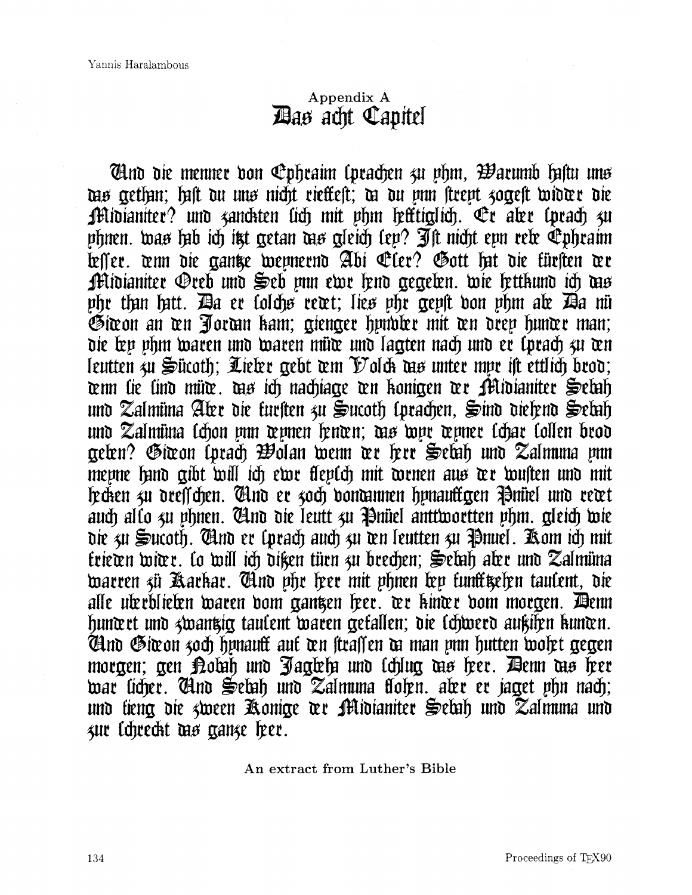## Appendix A
# Das acht Capitel

Und die menner von Ephraim sprachen zu yhm, Warumb hastu uns das gethan; hast du uns nicht rieffest; da du ynn streyt zogest widder die Midianiter? und zanckten sich mit yhm hefftiglich. Er aber sprach zu yhnen. was hab ich itzt getan das gleich sey? Ist nicht eyn rebe Ephraim besser. denn die gantze weynernd Abi Eser? Gott hat die fürsten der Midianiter Oreb und Seb ynn ewer hend gegeben. wie hettkund ich das yhr than hatt. Da er solchs redet; lies yhr geyst von yhm abe Da nü Gideon an den Jordan kam; gienger hynbler mit den drey hunder man; die bey yhm waren und waren müde und jagten nach und er sprach zu den leutten zu Sücoth; Lieber gebt dem Volck das unter myr ist ettlich brod; denn sie sind müde. das ich nachiage den konigen der Midianiter Sebah und Zalmüna Aber die fursten zu Sucoth sprachen, Sind diehend Sebah und Zalmüna schon ynn deynen henden; das wyr deyner schar sollen brod geben? Gideon sprach Wolan wenn der herr Sebah und Zalmuna ynn meyne hand gibt will ich ewer fleysch mit dornen aus der wusten und mit hecken zu dresschen. Und er zoch vondannen hynauffgen Pnüel und redet auch also zu yhnen. Und die leutt zu Pnüel anttwortten yhm. gleich wie die zu Sucoth. Und er sprach auch zu den leutten zu Pnuel. Kom ich mit frieden wider. so will ich dißen türn zu brechen; Sebah aber und Zalmüna warren zü Karkar. Und yhr heer mit yhnen bey funfftzehen tausent, die alle uberblieben waren vom gantzen heer. der kinder vom morgen. Denn hundert und zwantzig tausent waren gefallen; die schwerd außihen kunden. Und Gideon zoch hynauff auf den straffen da man ynn hutten wohet gegen morgen; gen Nobah und Jagbeha und schlug das heer. Denn das heer war sicher. Und Sebah und Zalmuna flohen. aber er jaget yhn nach; und fieng die zween Konige der Midianiter Sebah und Zalmuna und zur schreckt das ganze heer.

An extract from Luther's Bible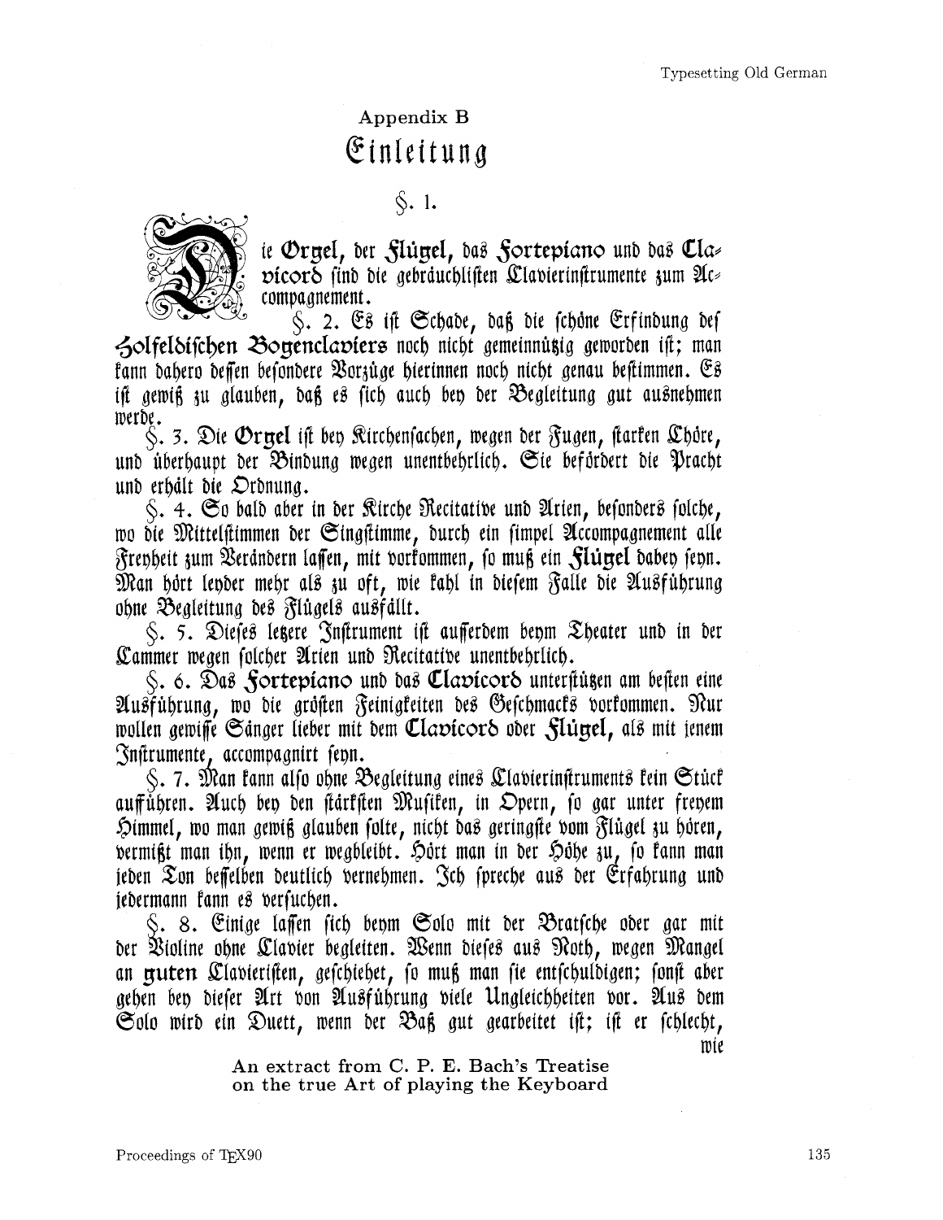## Appendix B

# Einleitung

§. 1.

Die **Orgel**, der **Flügel**, das **Fortepiano** und das **Clavicord** sind die gebräuchlisten Clavierinstrumente zum Accompagnement.

§. 2. Es ist Schade, daß die schöne Erfindung des **Holfeldischen Bogenclaviers** noch nicht gemeinnützig geworden ist; man kann dahero dessen besondere Vorzüge hierinnen noch nicht genau bestimmen. Es ist gewiß zu glauben, daß es sich auch bey der Begleitung gut ausnehmen werde.

§. 3. Die **Orgel** ist bey Kirchensachen, wegen der Fugen, starken Chöre, und überhaupt der Bindung wegen unentbehrlich. Sie befördert die Pracht und erhält die Ordnung.

§. 4. So bald aber in der Kirche Recitative und Arien, besonders solche, wo die Mittelstimmen der Singstimme, durch ein simpel Accompagnement alle Freyheit zum Verändern lassen, mit vorkommen, so muß ein **Flügel** dabey seyn. Man hört leyder mehr als zu oft, wie kahl in diesem Falle die Ausführung ohne Begleitung des Flügels ausfällt.

§. 5. Dieses letzere Instrument ist ausserdem beym Theater und in der Cammer wegen solcher Arien und Recitative unentbehrlich.

§. 6. Das **Fortepiano** und das **Clavicord** unterstützen am besten eine Ausführung, wo die größten Feinigkeiten des Geschmacks vorkommen. Nur wollen gewisse Sänger lieber mit dem **Clavicord** oder **Flügel**, als mit jenem Instrumente, accompagnirt seyn.

§. 7. Man kann also ohne Begleitung eines Clavierinstruments kein Stück aufführen. Auch bey den stärksten Musiken, in Opern, so gar unter freyem Himmel, wo man gewiß glauben solte, nicht das geringste vom Flügel zu hören, vermißt man ihn, wenn er wegbleibt. Hört man in der Höhe zu, so kann man jeden Ton desselben deutlich vernehmen. Ich spreche aus der Erfahrung und jedermann kann es versuchen.

§. 8. Einige lassen sich beym Solo mit der Bratsche oder gar mit der Violine ohne Clavier begleiten. Wenn dieses aus Noth, wegen Mangel an **guten** Clavieristen, geschiehet, so muß man sie entschuldigen; sonst aber gehen bey dieser Art von Ausführung viele Ungleichheiten vor. Aus dem Solo wird ein Duett, wenn der Baß gut gearbeitet ist; ist er schlecht, wie

**An extract from C. P. E. Bach's Treatise on the true Art of playing the Keyboard**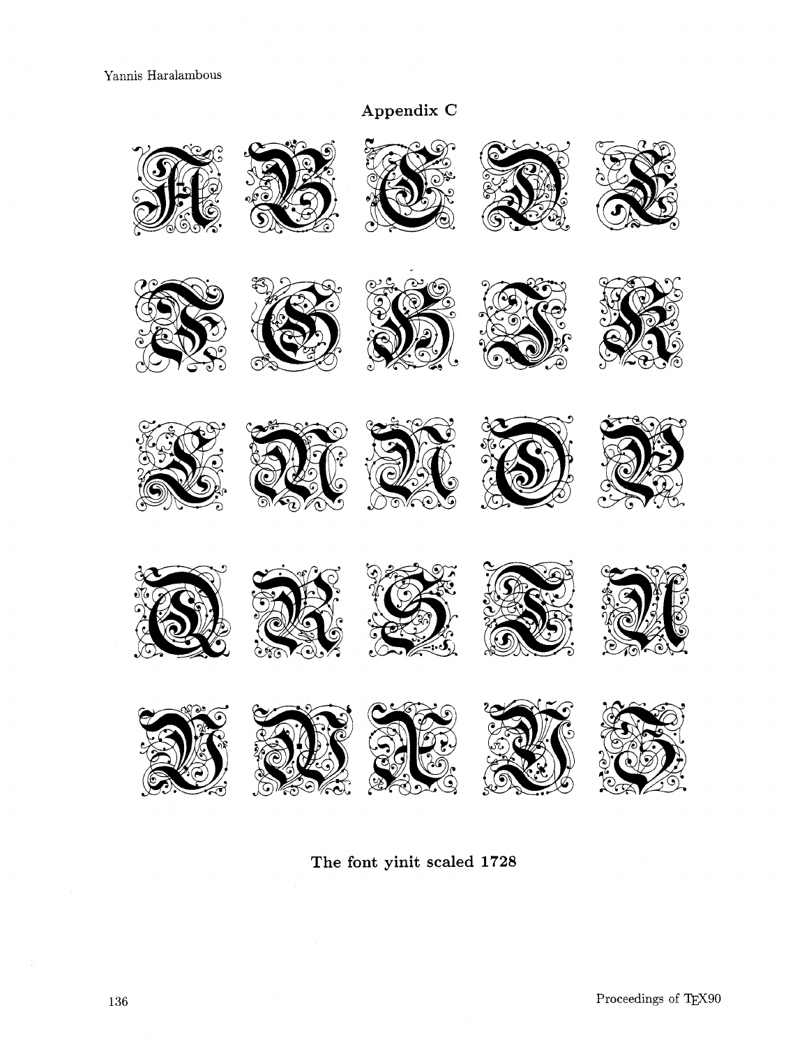## Appendix C

The font yinit scaled 1728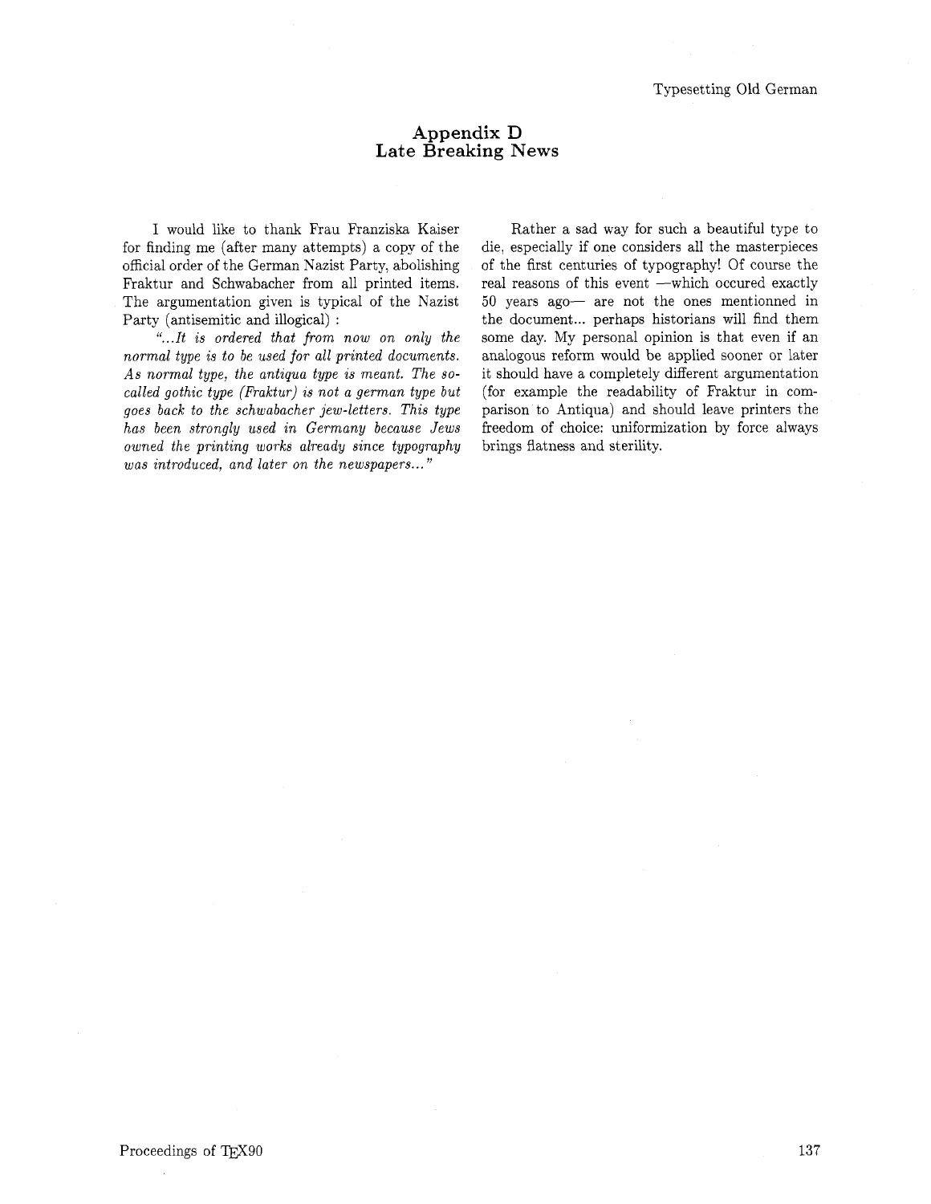# Appendix D
## Late Breaking News

I would like to thank Frau Franziska Kaiser for finding me (after many attempts) a copy of the official order of the German Nazist Party, abolishing Fraktur and Schwabacher from all printed items. The argumentation given is typical of the Nazist Party (antisemitic and illogical) :

*"...It is ordered that from now on only the normal type is to be used for all printed documents. As normal type, the antiqua type is meant. The so-called gothic type (Fraktur) is not a german type but goes back to the schwabacher jew-letters. This type has been strongly used in Germany because Jews owned the printing works already since typography was introduced, and later on the newspapers..."*

Rather a sad way for such a beautiful type to die, especially if one considers all the masterpieces of the first centuries of typography! Of course the real reasons of this event —which occured exactly 50 years ago— are not the ones mentionned in the document... perhaps historians will find them some day. My personal opinion is that even if an analogous reform would be applied sooner or later it should have a completely different argumentation (for example the readability of Fraktur in comparison to Antiqua) and should leave printers the freedom of choice: uniformization by force always brings flatness and sterility.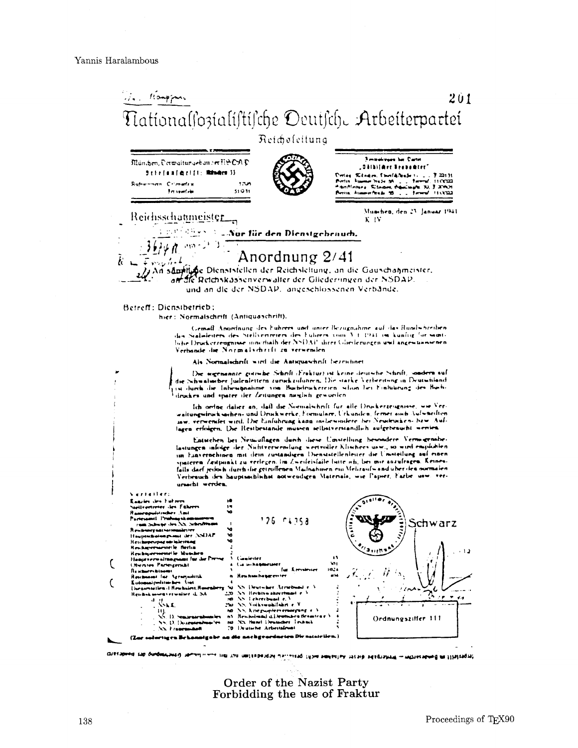201

Nationalsozialistische Deutsche Arbeiterpartei

Reichsleitung

München, Verwaltungsbau der NSDAP

Reichsschatzmeister

München, den 23. Januar 1941
K IV

Nur für den Dienstgebrauch.

# Anordnung 2/41

An sämtliche Dienststellen der Reichsleitung, an die Gauschatzmeister, an die Reichskassenverwalter der Gliederungen der NSDAP. und an die der NSDAP. angeschlossenen Verbände.

Betreff: Dienstbetrieb;
hier: Normalschrift (Antiquaschrift).

Gemäß Anordnung des Führers und unter Bezugnahme auf das Rundschreiben des Stabsleiters des Stellvertreters des Führers vom 3.1.1941 ist künftig für sämtliche Druckerzeugnisse innerhalb der NSDAP, ihrer Gliederungen und angeschlossenen Verbände die Normalschrift zu verwenden.

Als Normalschrift wird die Antiquaschrift bezeichnet.

Die sogenannte gotische Schrift (Fraktur) ist keine deutsche Schrift, sondern auf die Schwabacher Judenlettern zurückzuführen. Die starke Verbreitung in Deutschland ist durch die Inbesitznahme von Buchdruckereien schon bei Einführung des Buchdrucks und später der Zeitungen möglich geworden.

Ich ordne daher an, daß die Normalschrift für alle Druckerzeugnisse, wie Verwaltungsdrucksachen- und Druckwerke, Formulare, Urkunden, ferner auch Aufschriften usw. verwendet wird. Die Einführung kann insbesondere bei Neudrucken- bzw. Auflagen erfolgen. Die Restbestände müssen selbstverständlich aufgebraucht werden.

Entstehen bei Neuauflagen durch diese Umstellung besondere Vermögensbelastungen infolge der Nichtverwendung wertvoller Klischees usw., so wird empfohlen im Einvernehmen mit dem zuständigen Dienststellenleiter die Umstellung auf einen späteren Zeitpunkt zu verlegen. Im Zweifelsfalle bitte ich, bei mir anzufragen. Keinesfalls darf jedoch durch die getroffenen Maßnahmen ein Mehraufwand über den normalen Verbrauch des hauptsächlich notwendigen Materials, wie Papier, Farbe usw. verursacht werden.

Verteiler:

126 C4358

Schwarz

Ordnungsziffer 111

(Zur sofortigen Bekanntgabe an die nachgeordneten Dienststellen.)

**Order of the Nazist Party**
**Forbidding the use of Fraktur**